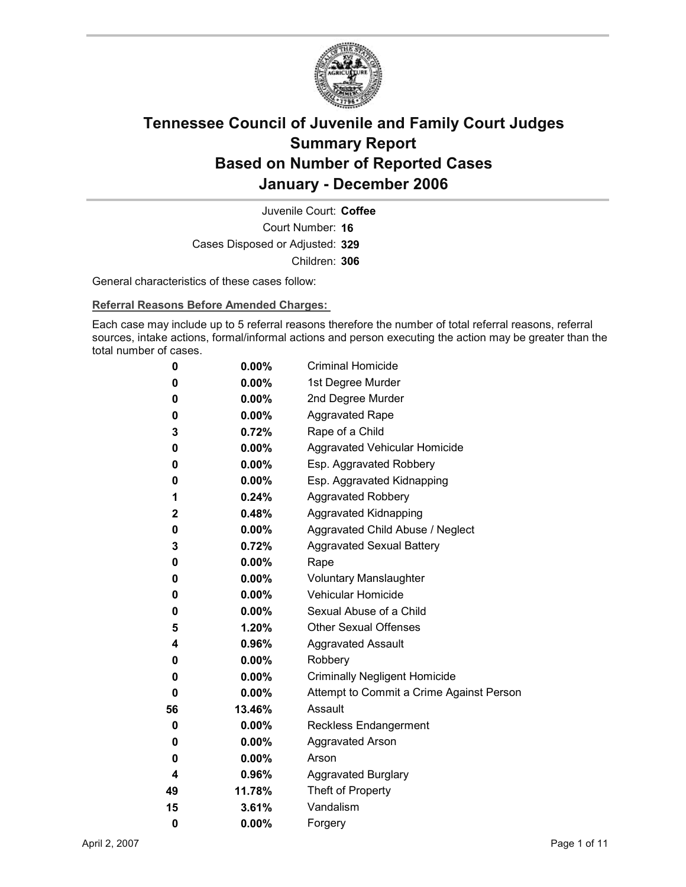# Tennessee Council of Juvenile and Family Court Judges
# Summary Report
# Based on Number of Reported Cases
# January - December 2006

Juvenile Court: **Coffee**

Court Number: **16**

Cases Disposed or Adjusted: **329**

Children: **306**

General characteristics of these cases follow:

**Referral Reasons Before Amended Charges:**

Each case may include up to 5 referral reasons therefore the number of total referral reasons, referral sources, intake actions, formal/informal actions and person executing the action may be greater than the total number of cases.

| Count | Percent | Referral Reason |
|---|---|---|
| 0 | 0.00% | Criminal Homicide |
| 0 | 0.00% | 1st Degree Murder |
| 0 | 0.00% | 2nd Degree Murder |
| 0 | 0.00% | Aggravated Rape |
| 3 | 0.72% | Rape of a Child |
| 0 | 0.00% | Aggravated Vehicular Homicide |
| 0 | 0.00% | Esp. Aggravated Robbery |
| 0 | 0.00% | Esp. Aggravated Kidnapping |
| 1 | 0.24% | Aggravated Robbery |
| 2 | 0.48% | Aggravated Kidnapping |
| 0 | 0.00% | Aggravated Child Abuse / Neglect |
| 3 | 0.72% | Aggravated Sexual Battery |
| 0 | 0.00% | Rape |
| 0 | 0.00% | Voluntary Manslaughter |
| 0 | 0.00% | Vehicular Homicide |
| 0 | 0.00% | Sexual Abuse of a Child |
| 5 | 1.20% | Other Sexual Offenses |
| 4 | 0.96% | Aggravated Assault |
| 0 | 0.00% | Robbery |
| 0 | 0.00% | Criminally Negligent Homicide |
| 0 | 0.00% | Attempt to Commit a Crime Against Person |
| 56 | 13.46% | Assault |
| 0 | 0.00% | Reckless Endangerment |
| 0 | 0.00% | Aggravated Arson |
| 0 | 0.00% | Arson |
| 4 | 0.96% | Aggravated Burglary |
| 49 | 11.78% | Theft of Property |
| 15 | 3.61% | Vandalism |
| 0 | 0.00% | Forgery |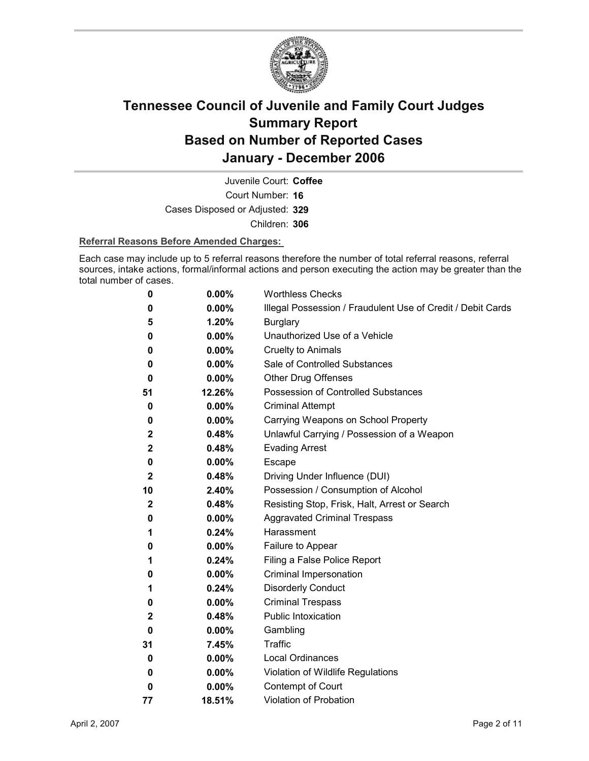# Tennessee Council of Juvenile and Family Court Judges
## Summary Report
## Based on Number of Reported Cases
## January - December 2006

Juvenile Court: **Coffee**

Court Number: **16**

Cases Disposed or Adjusted: **329**

Children: **306**

**Referral Reasons Before Amended Charges:**

Each case may include up to 5 referral reasons therefore the number of total referral reasons, referral sources, intake actions, formal/informal actions and person executing the action may be greater than the total number of cases.

| Count | Percent | Referral Reason |
|---|---|---|
| 0 | 0.00% | Worthless Checks |
| 0 | 0.00% | Illegal Possession / Fraudulent Use of Credit / Debit Cards |
| 5 | 1.20% | Burglary |
| 0 | 0.00% | Unauthorized Use of a Vehicle |
| 0 | 0.00% | Cruelty to Animals |
| 0 | 0.00% | Sale of Controlled Substances |
| 0 | 0.00% | Other Drug Offenses |
| 51 | 12.26% | Possession of Controlled Substances |
| 0 | 0.00% | Criminal Attempt |
| 0 | 0.00% | Carrying Weapons on School Property |
| 2 | 0.48% | Unlawful Carrying / Possession of a Weapon |
| 2 | 0.48% | Evading Arrest |
| 0 | 0.00% | Escape |
| 2 | 0.48% | Driving Under Influence (DUI) |
| 10 | 2.40% | Possession / Consumption of Alcohol |
| 2 | 0.48% | Resisting Stop, Frisk, Halt, Arrest or Search |
| 0 | 0.00% | Aggravated Criminal Trespass |
| 1 | 0.24% | Harassment |
| 0 | 0.00% | Failure to Appear |
| 1 | 0.24% | Filing a False Police Report |
| 0 | 0.00% | Criminal Impersonation |
| 1 | 0.24% | Disorderly Conduct |
| 0 | 0.00% | Criminal Trespass |
| 2 | 0.48% | Public Intoxication |
| 0 | 0.00% | Gambling |
| 31 | 7.45% | Traffic |
| 0 | 0.00% | Local Ordinances |
| 0 | 0.00% | Violation of Wildlife Regulations |
| 0 | 0.00% | Contempt of Court |
| 77 | 18.51% | Violation of Probation |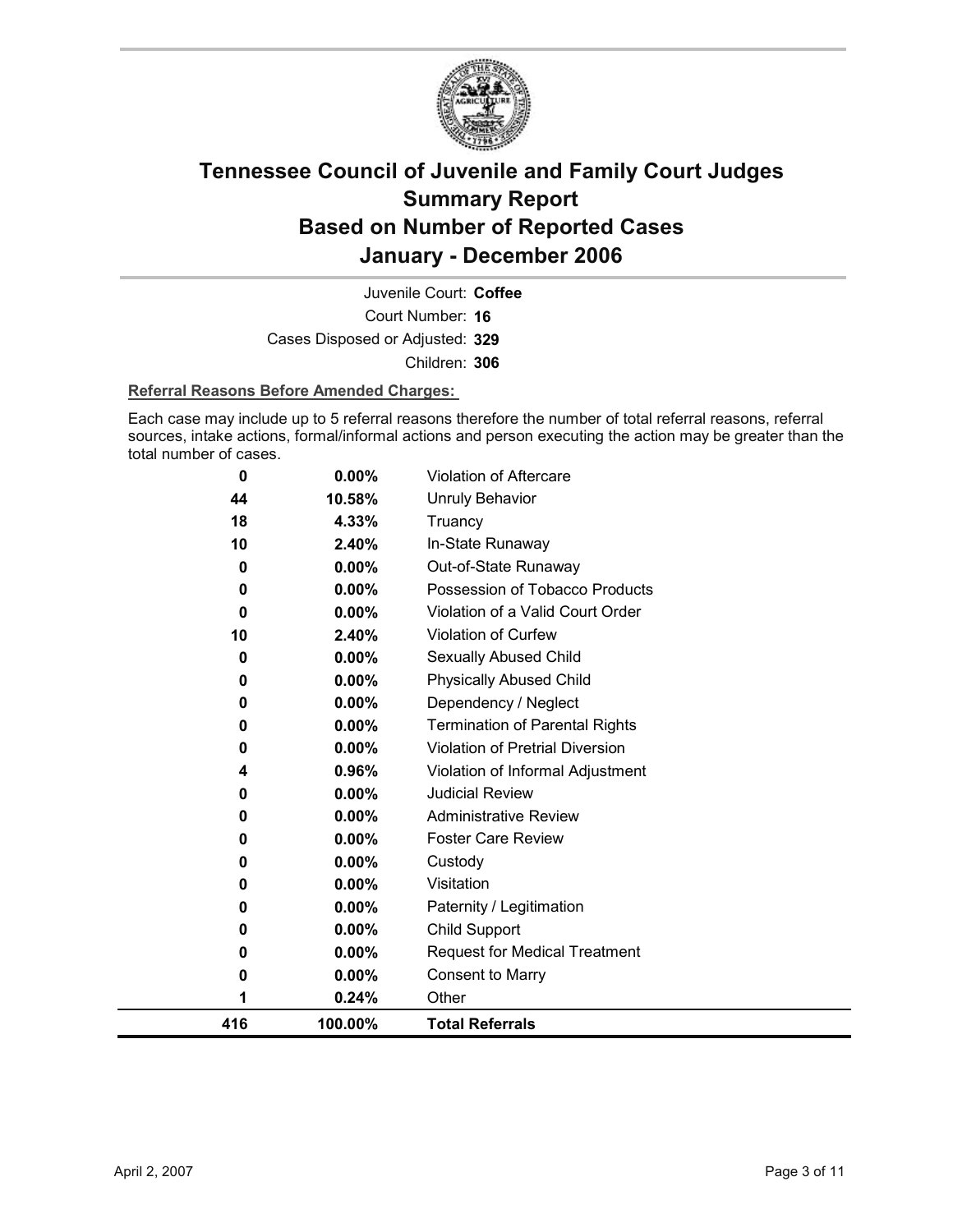# Tennessee Council of Juvenile and Family Court Judges Summary Report Based on Number of Reported Cases January - December 2006

Juvenile Court: **Coffee**

Court Number: **16**

Cases Disposed or Adjusted: **329**

Children: **306**

**Referral Reasons Before Amended Charges:**

Each case may include up to 5 referral reasons therefore the number of total referral reasons, referral sources, intake actions, formal/informal actions and person executing the action may be greater than the total number of cases.

| | | |
|---|---|---|
| 0 | 0.00% | Violation of Aftercare |
| 44 | 10.58% | Unruly Behavior |
| 18 | 4.33% | Truancy |
| 10 | 2.40% | In-State Runaway |
| 0 | 0.00% | Out-of-State Runaway |
| 0 | 0.00% | Possession of Tobacco Products |
| 0 | 0.00% | Violation of a Valid Court Order |
| 10 | 2.40% | Violation of Curfew |
| 0 | 0.00% | Sexually Abused Child |
| 0 | 0.00% | Physically Abused Child |
| 0 | 0.00% | Dependency / Neglect |
| 0 | 0.00% | Termination of Parental Rights |
| 0 | 0.00% | Violation of Pretrial Diversion |
| 4 | 0.96% | Violation of Informal Adjustment |
| 0 | 0.00% | Judicial Review |
| 0 | 0.00% | Administrative Review |
| 0 | 0.00% | Foster Care Review |
| 0 | 0.00% | Custody |
| 0 | 0.00% | Visitation |
| 0 | 0.00% | Paternity / Legitimation |
| 0 | 0.00% | Child Support |
| 0 | 0.00% | Request for Medical Treatment |
| 0 | 0.00% | Consent to Marry |
| 1 | 0.24% | Other |
| **416** | **100.00%** | **Total Referrals** |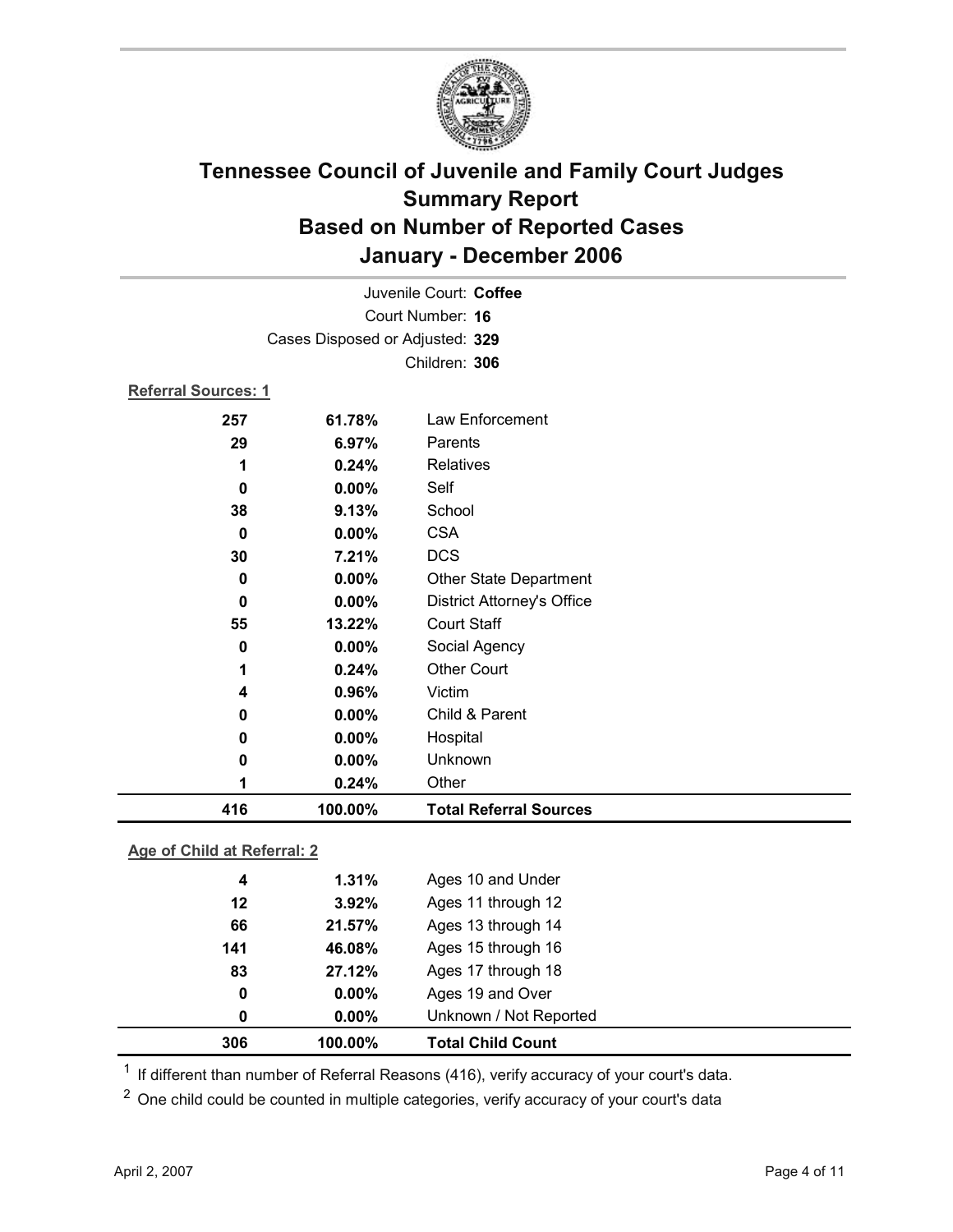# Tennessee Council of Juvenile and Family Court Judges
## Summary Report
## Based on Number of Reported Cases
## January - December 2006

Juvenile Court: **Coffee**
Court Number: **16**
Cases Disposed or Adjusted: **329**
Children: **306**

**Referral Sources: 1**

| | | |
|---|---|---|
| 257 | 61.78% | Law Enforcement |
| 29 | 6.97% | Parents |
| 1 | 0.24% | Relatives |
| 0 | 0.00% | Self |
| 38 | 9.13% | School |
| 0 | 0.00% | CSA |
| 30 | 7.21% | DCS |
| 0 | 0.00% | Other State Department |
| 0 | 0.00% | District Attorney's Office |
| 55 | 13.22% | Court Staff |
| 0 | 0.00% | Social Agency |
| 1 | 0.24% | Other Court |
| 4 | 0.96% | Victim |
| 0 | 0.00% | Child & Parent |
| 0 | 0.00% | Hospital |
| 0 | 0.00% | Unknown |
| 1 | 0.24% | Other |
| **416** | **100.00%** | **Total Referral Sources** |

**Age of Child at Referral: 2**

| | | |
|---|---|---|
| 4 | 1.31% | Ages 10 and Under |
| 12 | 3.92% | Ages 11 through 12 |
| 66 | 21.57% | Ages 13 through 14 |
| 141 | 46.08% | Ages 15 through 16 |
| 83 | 27.12% | Ages 17 through 18 |
| 0 | 0.00% | Ages 19 and Over |
| 0 | 0.00% | Unknown / Not Reported |
| **306** | **100.00%** | **Total Child Count** |

[1] If different than number of Referral Reasons (416), verify accuracy of your court's data.

[2] One child could be counted in multiple categories, verify accuracy of your court's data

April 2, 2007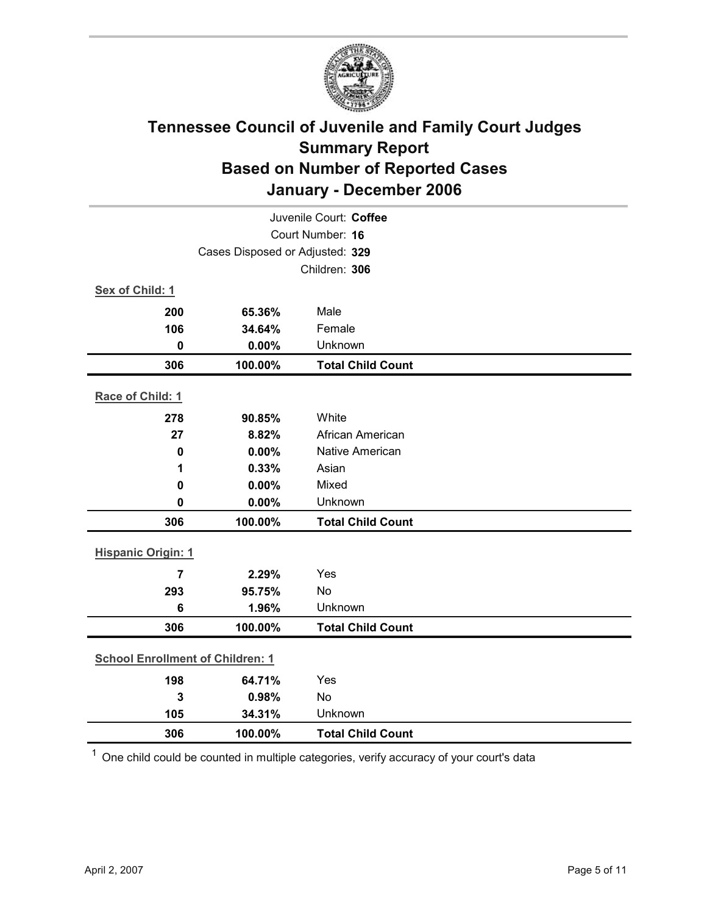# Tennessee Council of Juvenile and Family Court Judges
## Summary Report
## Based on Number of Reported Cases
## January - December 2006

Juvenile Court: **Coffee**
Court Number: **16**
Cases Disposed or Adjusted: **329**
Children: **306**

**Sex of Child: 1**

| | | |
|---|---|---|
| **200** | **65.36%** | Male |
| **106** | **34.64%** | Female |
| **0** | **0.00%** | Unknown |
| **306** | **100.00%** | **Total Child Count** |

**Race of Child: 1**

| | | |
|---|---|---|
| **278** | **90.85%** | White |
| **27** | **8.82%** | African American |
| **0** | **0.00%** | Native American |
| **1** | **0.33%** | Asian |
| **0** | **0.00%** | Mixed |
| **0** | **0.00%** | Unknown |
| **306** | **100.00%** | **Total Child Count** |

**Hispanic Origin: 1**

| | | |
|---|---|---|
| **7** | **2.29%** | Yes |
| **293** | **95.75%** | No |
| **6** | **1.96%** | Unknown |
| **306** | **100.00%** | **Total Child Count** |

**School Enrollment of Children: 1**

| | | |
|---|---|---|
| **198** | **64.71%** | Yes |
| **3** | **0.98%** | No |
| **105** | **34.31%** | Unknown |
| **306** | **100.00%** | **Total Child Count** |

[1] One child could be counted in multiple categories, verify accuracy of your court's data

April 2, 2007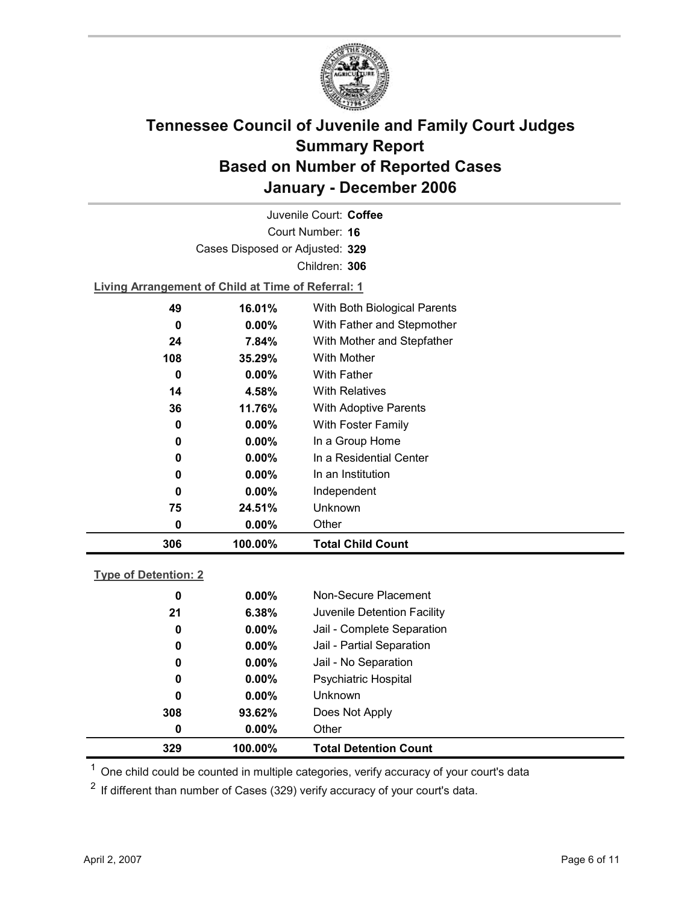# Tennessee Council of Juvenile and Family Court Judges Summary Report Based on Number of Reported Cases January - December 2006

Juvenile Court: **Coffee**

Court Number: **16**

Cases Disposed or Adjusted: **329**

Children: **306**

**Living Arrangement of Child at Time of Referral: 1**

| Count | Percent | Category |
| --- | --- | --- |
| 49 | 16.01% | With Both Biological Parents |
| 0 | 0.00% | With Father and Stepmother |
| 24 | 7.84% | With Mother and Stepfather |
| 108 | 35.29% | With Mother |
| 0 | 0.00% | With Father |
| 14 | 4.58% | With Relatives |
| 36 | 11.76% | With Adoptive Parents |
| 0 | 0.00% | With Foster Family |
| 0 | 0.00% | In a Group Home |
| 0 | 0.00% | In a Residential Center |
| 0 | 0.00% | In an Institution |
| 0 | 0.00% | Independent |
| 75 | 24.51% | Unknown |
| 0 | 0.00% | Other |
| **306** | **100.00%** | **Total Child Count** |

**Type of Detention: 2**

| Count | Percent | Category |
| --- | --- | --- |
| 0 | 0.00% | Non-Secure Placement |
| 21 | 6.38% | Juvenile Detention Facility |
| 0 | 0.00% | Jail - Complete Separation |
| 0 | 0.00% | Jail - Partial Separation |
| 0 | 0.00% | Jail - No Separation |
| 0 | 0.00% | Psychiatric Hospital |
| 0 | 0.00% | Unknown |
| 308 | 93.62% | Does Not Apply |
| 0 | 0.00% | Other |
| **329** | **100.00%** | **Total Detention Count** |

[1] One child could be counted in multiple categories, verify accuracy of your court's data

[2] If different than number of Cases (329) verify accuracy of your court's data.

April 2, 2007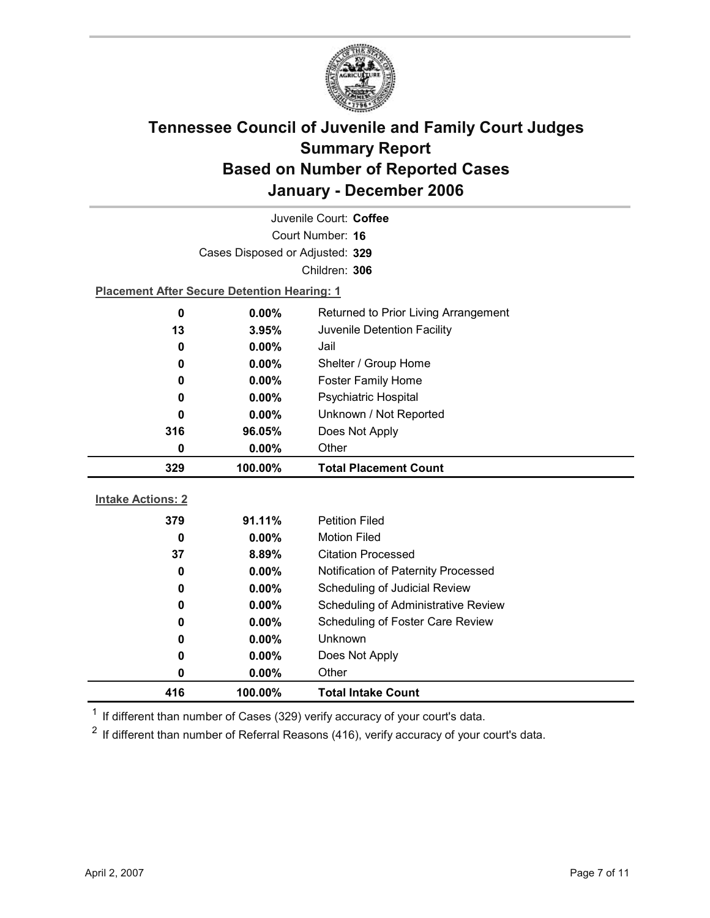# Tennessee Council of Juvenile and Family Court Judges
## Summary Report
## Based on Number of Reported Cases
## January - December 2006

Juvenile Court: **Coffee**
Court Number: **16**
Cases Disposed or Adjusted: **329**
Children: **306**

**Placement After Secure Detention Hearing: 1**

| | | |
|---|---|---|
| 0 | 0.00% | Returned to Prior Living Arrangement |
| 13 | 3.95% | Juvenile Detention Facility |
| 0 | 0.00% | Jail |
| 0 | 0.00% | Shelter / Group Home |
| 0 | 0.00% | Foster Family Home |
| 0 | 0.00% | Psychiatric Hospital |
| 0 | 0.00% | Unknown / Not Reported |
| 316 | 96.05% | Does Not Apply |
| 0 | 0.00% | Other |
| **329** | **100.00%** | **Total Placement Count** |

**Intake Actions: 2**

| | | |
|---|---|---|
| 379 | 91.11% | Petition Filed |
| 0 | 0.00% | Motion Filed |
| 37 | 8.89% | Citation Processed |
| 0 | 0.00% | Notification of Paternity Processed |
| 0 | 0.00% | Scheduling of Judicial Review |
| 0 | 0.00% | Scheduling of Administrative Review |
| 0 | 0.00% | Scheduling of Foster Care Review |
| 0 | 0.00% | Unknown |
| 0 | 0.00% | Does Not Apply |
| 0 | 0.00% | Other |
| **416** | **100.00%** | **Total Intake Count** |

[1] If different than number of Cases (329) verify accuracy of your court's data.

[2] If different than number of Referral Reasons (416), verify accuracy of your court's data.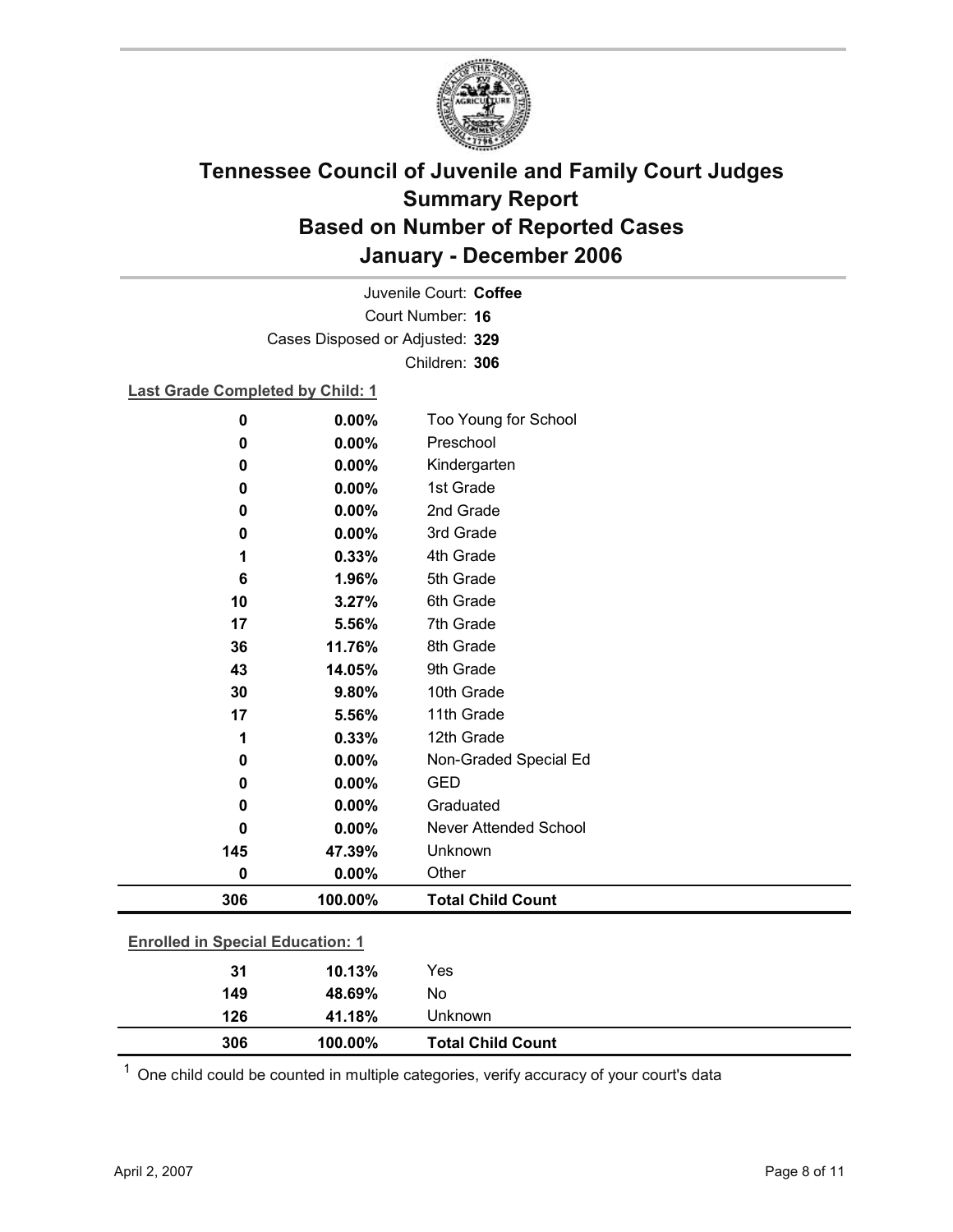# Tennessee Council of Juvenile and Family Court Judges
## Summary Report
## Based on Number of Reported Cases
## January - December 2006

Juvenile Court: **Coffee**
Court Number: **16**
Cases Disposed or Adjusted: **329**
Children: **306**

**Last Grade Completed by Child: 1**

| Count | Percent | Category |
|---|---|---|
| 0 | 0.00% | Too Young for School |
| 0 | 0.00% | Preschool |
| 0 | 0.00% | Kindergarten |
| 0 | 0.00% | 1st Grade |
| 0 | 0.00% | 2nd Grade |
| 0 | 0.00% | 3rd Grade |
| 1 | 0.33% | 4th Grade |
| 6 | 1.96% | 5th Grade |
| 10 | 3.27% | 6th Grade |
| 17 | 5.56% | 7th Grade |
| 36 | 11.76% | 8th Grade |
| 43 | 14.05% | 9th Grade |
| 30 | 9.80% | 10th Grade |
| 17 | 5.56% | 11th Grade |
| 1 | 0.33% | 12th Grade |
| 0 | 0.00% | Non-Graded Special Ed |
| 0 | 0.00% | GED |
| 0 | 0.00% | Graduated |
| 0 | 0.00% | Never Attended School |
| 145 | 47.39% | Unknown |
| 0 | 0.00% | Other |
| **306** | **100.00%** | **Total Child Count** |

**Enrolled in Special Education: 1**

| Count | Percent | Category |
|---|---|---|
| 31 | 10.13% | Yes |
| 149 | 48.69% | No |
| 126 | 41.18% | Unknown |
| **306** | **100.00%** | **Total Child Count** |

[1] One child could be counted in multiple categories, verify accuracy of your court's data

April 2, 2007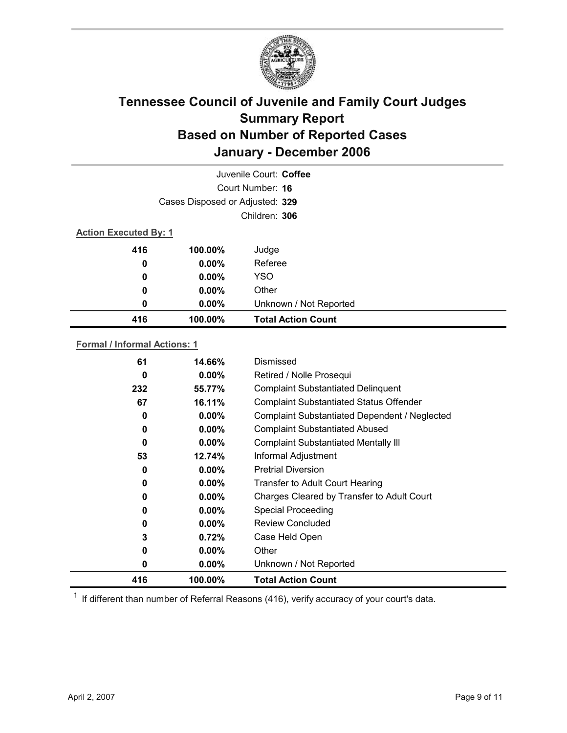# Tennessee Council of Juvenile and Family Court Judges
# Summary Report
# Based on Number of Reported Cases
# January - December 2006

Juvenile Court: **Coffee**

Court Number: **16**

Cases Disposed or Adjusted: **329**

Children: **306**

**Action Executed By: 1**

| | | |
|---|---|---|
| 416 | 100.00% | Judge |
| 0 | 0.00% | Referee |
| 0 | 0.00% | YSO |
| 0 | 0.00% | Other |
| 0 | 0.00% | Unknown / Not Reported |
| **416** | **100.00%** | **Total Action Count** |

**Formal / Informal Actions: 1**

| | | |
|---|---|---|
| 61 | 14.66% | Dismissed |
| 0 | 0.00% | Retired / Nolle Prosequi |
| 232 | 55.77% | Complaint Substantiated Delinquent |
| 67 | 16.11% | Complaint Substantiated Status Offender |
| 0 | 0.00% | Complaint Substantiated Dependent / Neglected |
| 0 | 0.00% | Complaint Substantiated Abused |
| 0 | 0.00% | Complaint Substantiated Mentally Ill |
| 53 | 12.74% | Informal Adjustment |
| 0 | 0.00% | Pretrial Diversion |
| 0 | 0.00% | Transfer to Adult Court Hearing |
| 0 | 0.00% | Charges Cleared by Transfer to Adult Court |
| 0 | 0.00% | Special Proceeding |
| 0 | 0.00% | Review Concluded |
| 3 | 0.72% | Case Held Open |
| 0 | 0.00% | Other |
| 0 | 0.00% | Unknown / Not Reported |
| **416** | **100.00%** | **Total Action Count** |

[1] If different than number of Referral Reasons (416), verify accuracy of your court's data.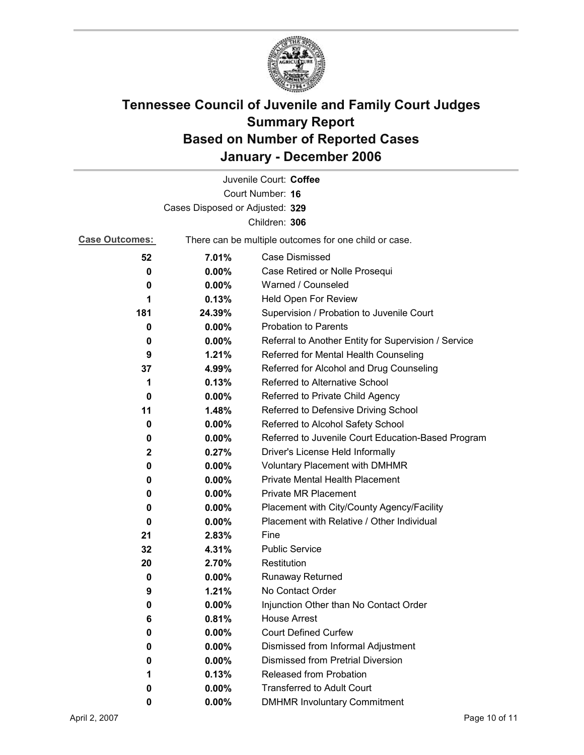# Tennessee Council of Juvenile and Family Court Judges
# Summary Report
# Based on Number of Reported Cases
# January - December 2006

Juvenile Court: **Coffee**

Court Number: **16**

Cases Disposed or Adjusted: **329**

Children: **306**

**Case Outcomes:** There can be multiple outcomes for one child or case.

| Count | Percent | Outcome |
|---|---|---|
| **52** | **7.01%** | Case Dismissed |
| **0** | **0.00%** | Case Retired or Nolle Prosequi |
| **0** | **0.00%** | Warned / Counseled |
| **1** | **0.13%** | Held Open For Review |
| **181** | **24.39%** | Supervision / Probation to Juvenile Court |
| **0** | **0.00%** | Probation to Parents |
| **0** | **0.00%** | Referral to Another Entity for Supervision / Service |
| **9** | **1.21%** | Referred for Mental Health Counseling |
| **37** | **4.99%** | Referred for Alcohol and Drug Counseling |
| **1** | **0.13%** | Referred to Alternative School |
| **0** | **0.00%** | Referred to Private Child Agency |
| **11** | **1.48%** | Referred to Defensive Driving School |
| **0** | **0.00%** | Referred to Alcohol Safety School |
| **0** | **0.00%** | Referred to Juvenile Court Education-Based Program |
| **2** | **0.27%** | Driver's License Held Informally |
| **0** | **0.00%** | Voluntary Placement with DMHMR |
| **0** | **0.00%** | Private Mental Health Placement |
| **0** | **0.00%** | Private MR Placement |
| **0** | **0.00%** | Placement with City/County Agency/Facility |
| **0** | **0.00%** | Placement with Relative / Other Individual |
| **21** | **2.83%** | Fine |
| **32** | **4.31%** | Public Service |
| **20** | **2.70%** | Restitution |
| **0** | **0.00%** | Runaway Returned |
| **9** | **1.21%** | No Contact Order |
| **0** | **0.00%** | Injunction Other than No Contact Order |
| **6** | **0.81%** | House Arrest |
| **0** | **0.00%** | Court Defined Curfew |
| **0** | **0.00%** | Dismissed from Informal Adjustment |
| **0** | **0.00%** | Dismissed from Pretrial Diversion |
| **1** | **0.13%** | Released from Probation |
| **0** | **0.00%** | Transferred to Adult Court |
| **0** | **0.00%** | DMHMR Involuntary Commitment |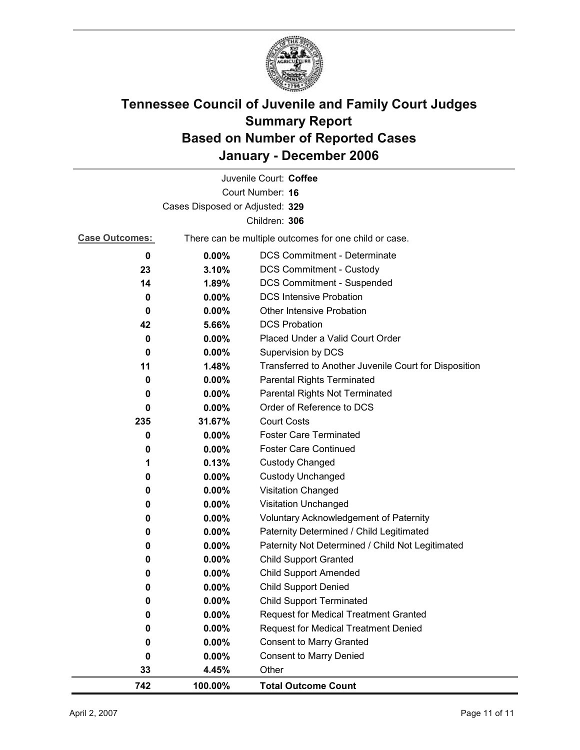# Tennessee Council of Juvenile and Family Court Judges
## Summary Report
## Based on Number of Reported Cases
## January - December 2006

Juvenile Court: **Coffee**
Court Number: **16**
Cases Disposed or Adjusted: **329**
Children: **306**

**Case Outcomes:** There can be multiple outcomes for one child or case.

| | | |
|---|---|---|
| **0** | **0.00%** | DCS Commitment - Determinate |
| **23** | **3.10%** | DCS Commitment - Custody |
| **14** | **1.89%** | DCS Commitment - Suspended |
| **0** | **0.00%** | DCS Intensive Probation |
| **0** | **0.00%** | Other Intensive Probation |
| **42** | **5.66%** | DCS Probation |
| **0** | **0.00%** | Placed Under a Valid Court Order |
| **0** | **0.00%** | Supervision by DCS |
| **11** | **1.48%** | Transferred to Another Juvenile Court for Disposition |
| **0** | **0.00%** | Parental Rights Terminated |
| **0** | **0.00%** | Parental Rights Not Terminated |
| **0** | **0.00%** | Order of Reference to DCS |
| **235** | **31.67%** | Court Costs |
| **0** | **0.00%** | Foster Care Terminated |
| **0** | **0.00%** | Foster Care Continued |
| **1** | **0.13%** | Custody Changed |
| **0** | **0.00%** | Custody Unchanged |
| **0** | **0.00%** | Visitation Changed |
| **0** | **0.00%** | Visitation Unchanged |
| **0** | **0.00%** | Voluntary Acknowledgement of Paternity |
| **0** | **0.00%** | Paternity Determined / Child Legitimated |
| **0** | **0.00%** | Paternity Not Determined / Child Not Legitimated |
| **0** | **0.00%** | Child Support Granted |
| **0** | **0.00%** | Child Support Amended |
| **0** | **0.00%** | Child Support Denied |
| **0** | **0.00%** | Child Support Terminated |
| **0** | **0.00%** | Request for Medical Treatment Granted |
| **0** | **0.00%** | Request for Medical Treatment Denied |
| **0** | **0.00%** | Consent to Marry Granted |
| **0** | **0.00%** | Consent to Marry Denied |
| **33** | **4.45%** | Other |
| **742** | **100.00%** | **Total Outcome Count** |

April 2, 2007